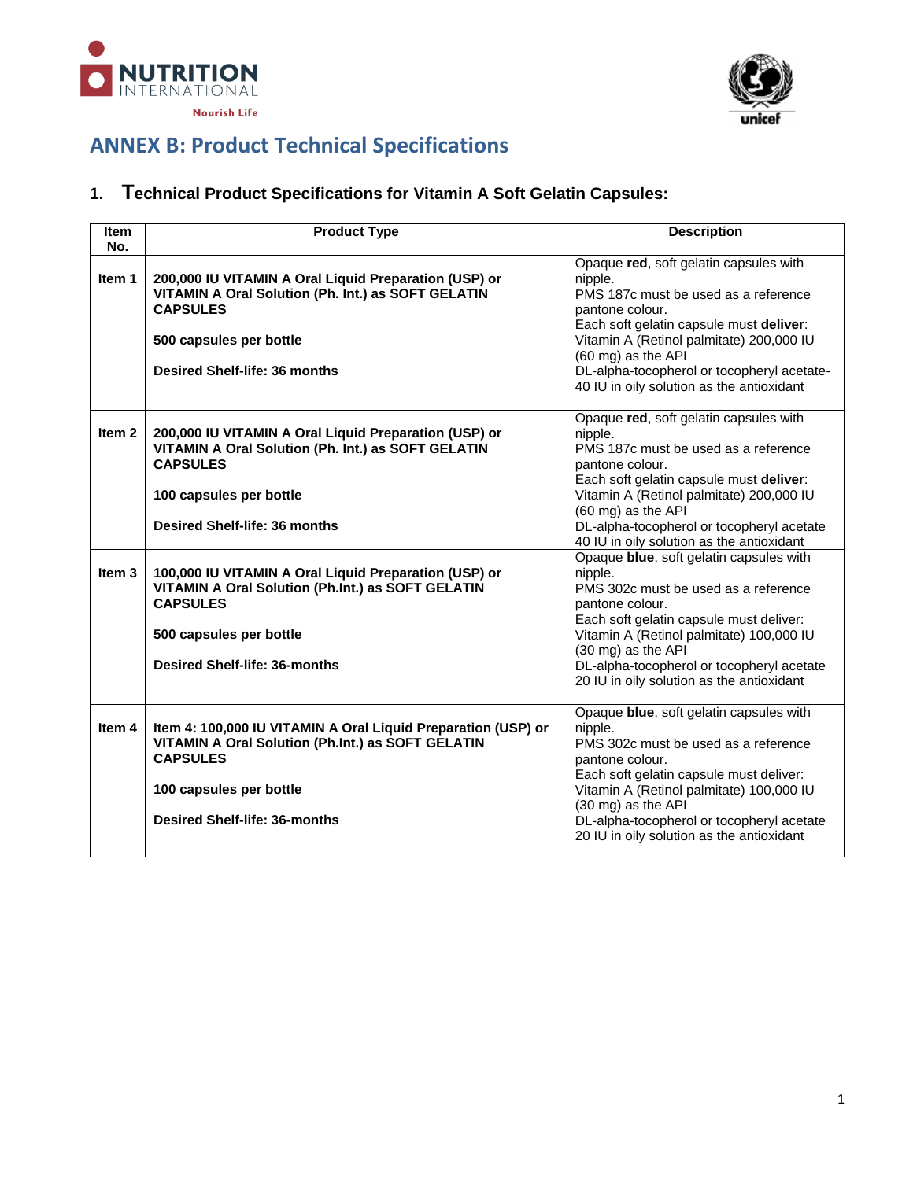## ANNEX B: Product Technical Specifications

### 1. Technical Product Specifications for Vitamin A Soft Gelatin Capsules:

| Item No. | Product Type | Description |
|---|---|---|
| **Item 1** | **200,000 IU VITAMIN A Oral Liquid Preparation (USP) or VITAMIN A Oral Solution (Ph. Int.) as SOFT GELATIN CAPSULES**<br><br>**500 capsules per bottle**<br><br>**Desired Shelf-life: 36 months** | Opaque **red**, soft gelatin capsules with nipple.<br>PMS 187c must be used as a reference pantone colour.<br>Each soft gelatin capsule must **deliver**:<br>Vitamin A (Retinol palmitate) 200,000 IU (60 mg) as the API<br>DL-alpha-tocopherol or tocopheryl acetate- 40 IU in oily solution as the antioxidant |
| **Item 2** | **200,000 IU VITAMIN A Oral Liquid Preparation (USP) or VITAMIN A Oral Solution (Ph. Int.) as SOFT GELATIN CAPSULES**<br><br>**100 capsules per bottle**<br><br>**Desired Shelf-life: 36 months** | Opaque **red**, soft gelatin capsules with nipple.<br>PMS 187c must be used as a reference pantone colour.<br>Each soft gelatin capsule must **deliver**:<br>Vitamin A (Retinol palmitate) 200,000 IU (60 mg) as the API<br>DL-alpha-tocopherol or tocopheryl acetate 40 IU in oily solution as the antioxidant |
| **Item 3** | **100,000 IU VITAMIN A Oral Liquid Preparation (USP) or VITAMIN A Oral Solution (Ph.Int.) as SOFT GELATIN CAPSULES**<br><br>**500 capsules per bottle**<br><br>**Desired Shelf-life: 36-months** | Opaque **blue**, soft gelatin capsules with nipple.<br>PMS 302c must be used as a reference pantone colour.<br>Each soft gelatin capsule must deliver:<br>Vitamin A (Retinol palmitate) 100,000 IU (30 mg) as the API<br>DL-alpha-tocopherol or tocopheryl acetate 20 IU in oily solution as the antioxidant |
| **Item 4** | **Item 4: 100,000 IU VITAMIN A Oral Liquid Preparation (USP) or VITAMIN A Oral Solution (Ph.Int.) as SOFT GELATIN CAPSULES**<br><br>**100 capsules per bottle**<br><br>**Desired Shelf-life: 36-months** | Opaque **blue**, soft gelatin capsules with nipple.<br>PMS 302c must be used as a reference pantone colour.<br>Each soft gelatin capsule must deliver:<br>Vitamin A (Retinol palmitate) 100,000 IU (30 mg) as the API<br>DL-alpha-tocopherol or tocopheryl acetate 20 IU in oily solution as the antioxidant |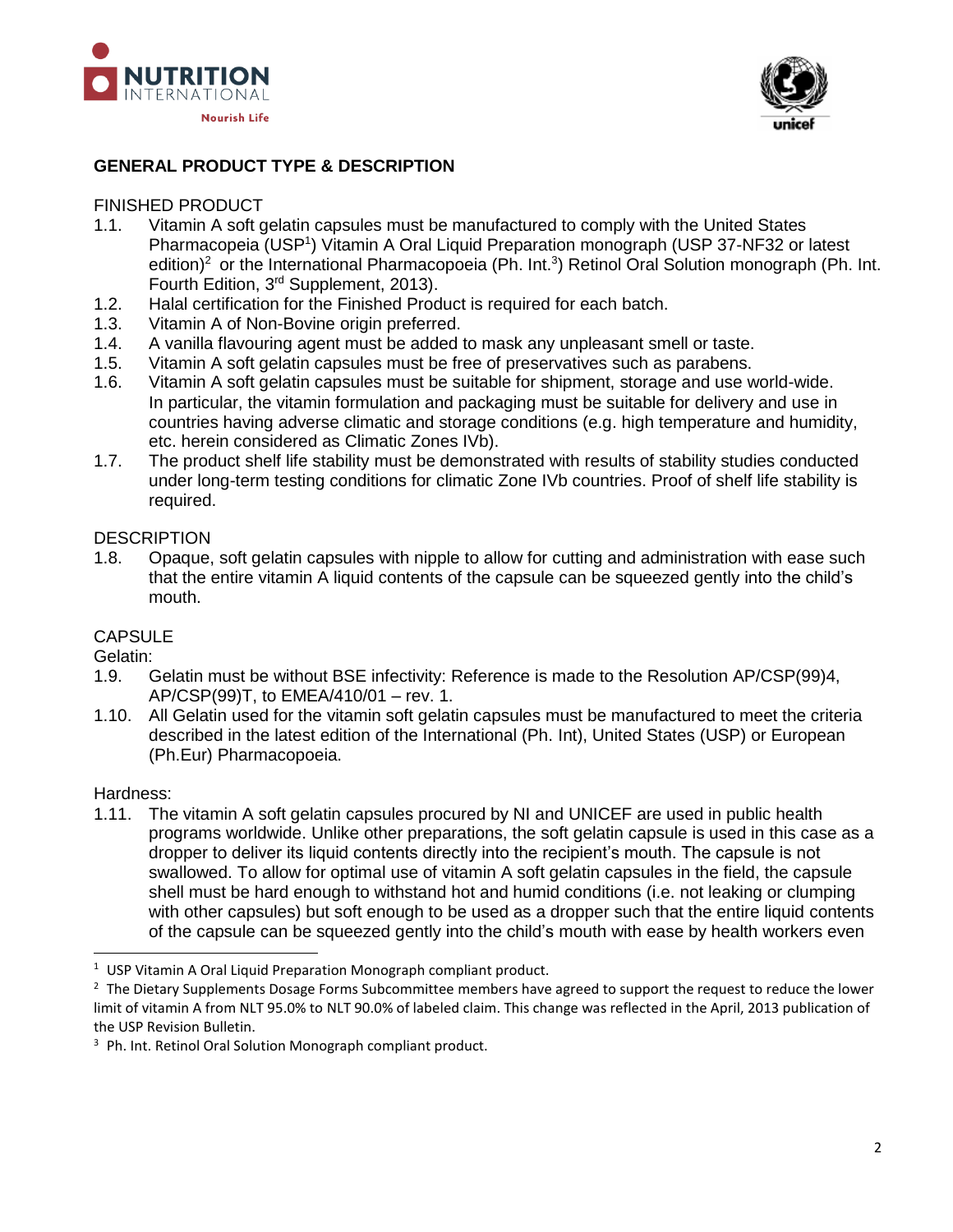## GENERAL PRODUCT TYPE & DESCRIPTION

FINISHED PRODUCT

1.1. Vitamin A soft gelatin capsules must be manufactured to comply with the United States Pharmacopeia (USP[1]) Vitamin A Oral Liquid Preparation monograph (USP 37-NF32 or latest edition)[2] or the International Pharmacopoeia (Ph. Int.[3]) Retinol Oral Solution monograph (Ph. Int. Fourth Edition, 3rd Supplement, 2013).
1.2. Halal certification for the Finished Product is required for each batch.
1.3. Vitamin A of Non-Bovine origin preferred.
1.4. A vanilla flavouring agent must be added to mask any unpleasant smell or taste.
1.5. Vitamin A soft gelatin capsules must be free of preservatives such as parabens.
1.6. Vitamin A soft gelatin capsules must be suitable for shipment, storage and use world-wide. In particular, the vitamin formulation and packaging must be suitable for delivery and use in countries having adverse climatic and storage conditions (e.g. high temperature and humidity, etc. herein considered as Climatic Zones IVb).
1.7. The product shelf life stability must be demonstrated with results of stability studies conducted under long-term testing conditions for climatic Zone IVb countries. Proof of shelf life stability is required.

DESCRIPTION

1.8. Opaque, soft gelatin capsules with nipple to allow for cutting and administration with ease such that the entire vitamin A liquid contents of the capsule can be squeezed gently into the child's mouth.

CAPSULE

Gelatin:

1.9. Gelatin must be without BSE infectivity: Reference is made to the Resolution AP/CSP(99)4, AP/CSP(99)T, to EMEA/410/01 – rev. 1.
1.10. All Gelatin used for the vitamin soft gelatin capsules must be manufactured to meet the criteria described in the latest edition of the International (Ph. Int), United States (USP) or European (Ph.Eur) Pharmacopoeia.

Hardness:

1.11. The vitamin A soft gelatin capsules procured by NI and UNICEF are used in public health programs worldwide. Unlike other preparations, the soft gelatin capsule is used in this case as a dropper to deliver its liquid contents directly into the recipient's mouth. The capsule is not swallowed. To allow for optimal use of vitamin A soft gelatin capsules in the field, the capsule shell must be hard enough to withstand hot and humid conditions (i.e. not leaking or clumping with other capsules) but soft enough to be used as a dropper such that the entire liquid contents of the capsule can be squeezed gently into the child's mouth with ease by health workers even

---

[1] USP Vitamin A Oral Liquid Preparation Monograph compliant product.

[2] The Dietary Supplements Dosage Forms Subcommittee members have agreed to support the request to reduce the lower limit of vitamin A from NLT 95.0% to NLT 90.0% of labeled claim. This change was reflected in the April, 2013 publication of the USP Revision Bulletin.

[3] Ph. Int. Retinol Oral Solution Monograph compliant product.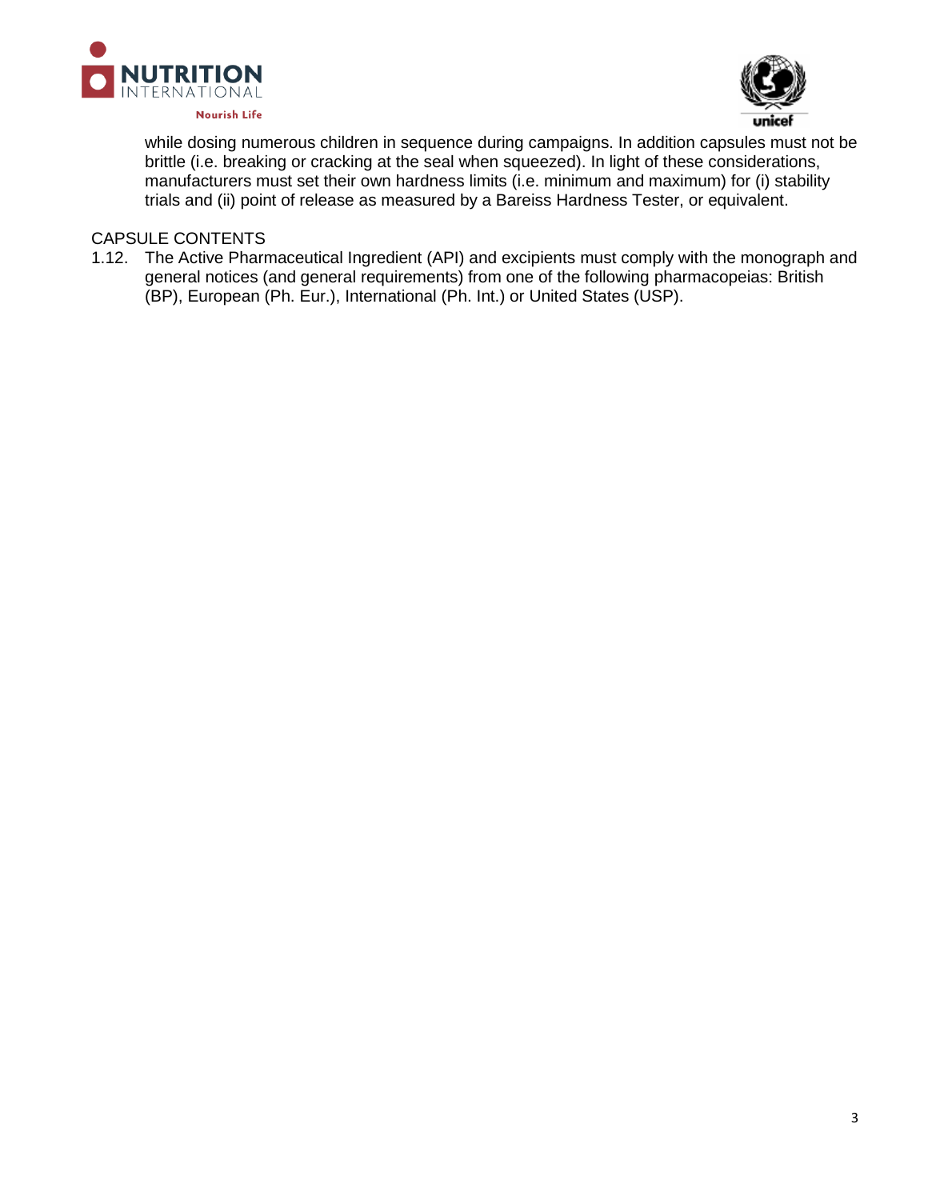while dosing numerous children in sequence during campaigns. In addition capsules must not be brittle (i.e. breaking or cracking at the seal when squeezed). In light of these considerations, manufacturers must set their own hardness limits (i.e. minimum and maximum) for (i) stability trials and (ii) point of release as measured by a Bareiss Hardness Tester, or equivalent.

CAPSULE CONTENTS

1.12. The Active Pharmaceutical Ingredient (API) and excipients must comply with the monograph and general notices (and general requirements) from one of the following pharmacopeias: British (BP), European (Ph. Eur.), International (Ph. Int.) or United States (USP).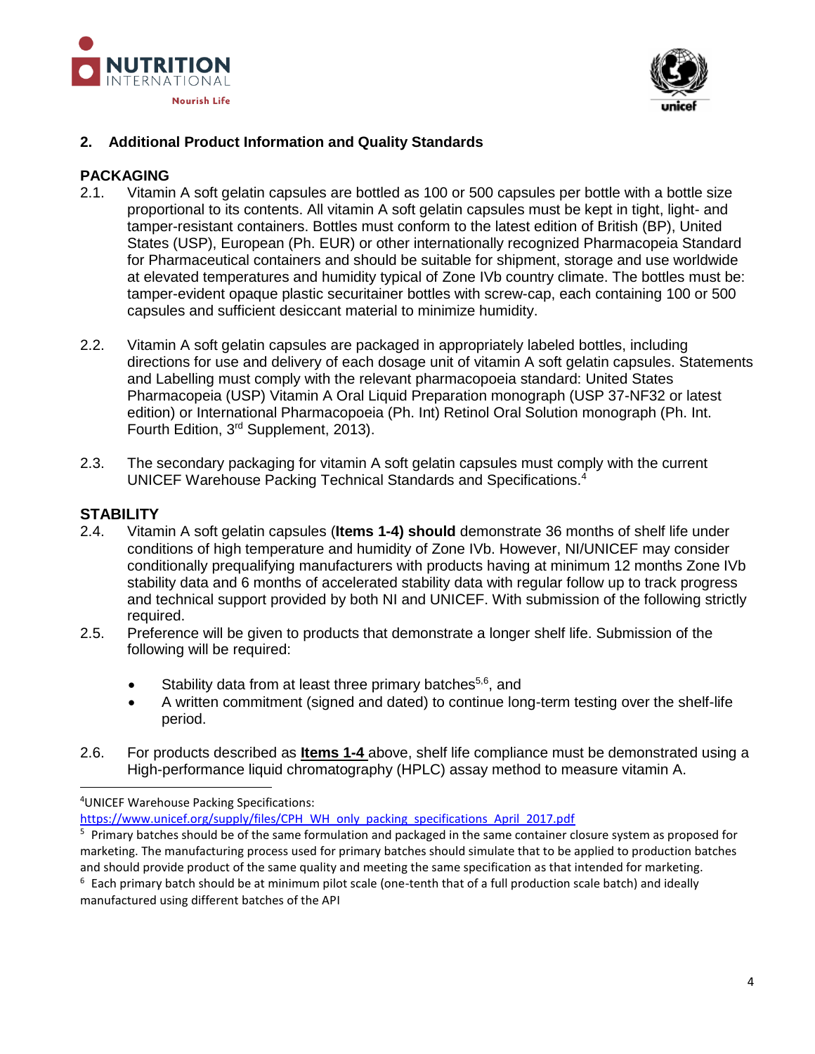## 2. Additional Product Information and Quality Standards

### PACKAGING

2.1. Vitamin A soft gelatin capsules are bottled as 100 or 500 capsules per bottle with a bottle size proportional to its contents. All vitamin A soft gelatin capsules must be kept in tight, light- and tamper-resistant containers. Bottles must conform to the latest edition of British (BP), United States (USP), European (Ph. EUR) or other internationally recognized Pharmacopeia Standard for Pharmaceutical containers and should be suitable for shipment, storage and use worldwide at elevated temperatures and humidity typical of Zone IVb country climate. The bottles must be: tamper-evident opaque plastic securitainer bottles with screw-cap, each containing 100 or 500 capsules and sufficient desiccant material to minimize humidity.

2.2. Vitamin A soft gelatin capsules are packaged in appropriately labeled bottles, including directions for use and delivery of each dosage unit of vitamin A soft gelatin capsules. Statements and Labelling must comply with the relevant pharmacopoeia standard: United States Pharmacopeia (USP) Vitamin A Oral Liquid Preparation monograph (USP 37-NF32 or latest edition) or International Pharmacopoeia (Ph. Int) Retinol Oral Solution monograph (Ph. Int. Fourth Edition, 3rd Supplement, 2013).

2.3. The secondary packaging for vitamin A soft gelatin capsules must comply with the current UNICEF Warehouse Packing Technical Standards and Specifications.[4]

### STABILITY

2.4. Vitamin A soft gelatin capsules (**Items 1-4) should** demonstrate 36 months of shelf life under conditions of high temperature and humidity of Zone IVb. However, NI/UNICEF may consider conditionally prequalifying manufacturers with products having at minimum 12 months Zone IVb stability data and 6 months of accelerated stability data with regular follow up to track progress and technical support provided by both NI and UNICEF. With submission of the following strictly required.

2.5. Preference will be given to products that demonstrate a longer shelf life. Submission of the following will be required:

- Stability data from at least three primary batches[5,6], and
- A written commitment (signed and dated) to continue long-term testing over the shelf-life period.

2.6. For products described as **Items 1-4** above, shelf life compliance must be demonstrated using a High-performance liquid chromatography (HPLC) assay method to measure vitamin A.

---

[4] UNICEF Warehouse Packing Specifications: https://www.unicef.org/supply/files/CPH_WH_only_packing_specifications_April_2017.pdf

[5] Primary batches should be of the same formulation and packaged in the same container closure system as proposed for marketing. The manufacturing process used for primary batches should simulate that to be applied to production batches and should provide product of the same quality and meeting the same specification as that intended for marketing.

[6] Each primary batch should be at minimum pilot scale (one-tenth that of a full production scale batch) and ideally manufactured using different batches of the API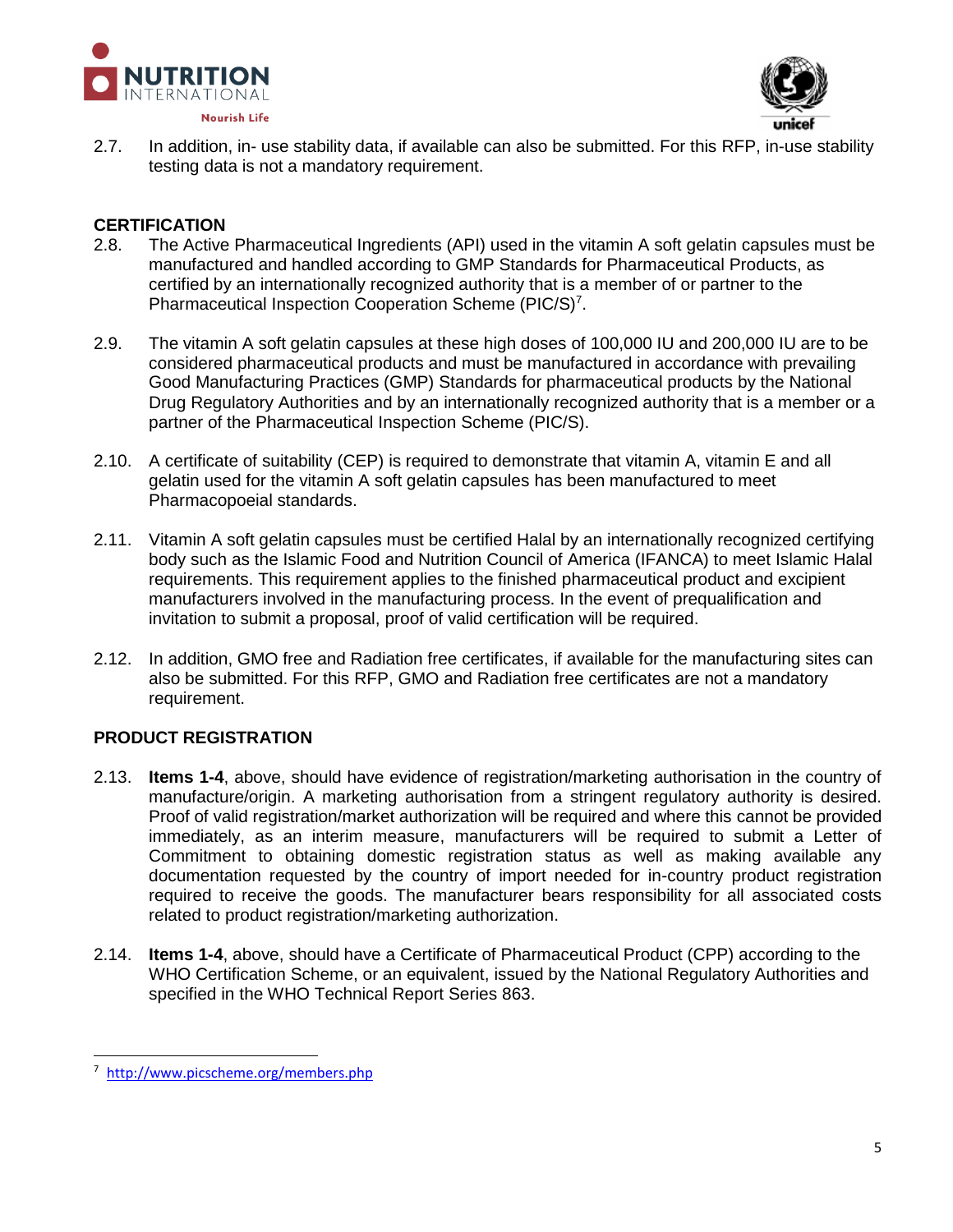2.7. In addition, in- use stability data, if available can also be submitted. For this RFP, in-use stability testing data is not a mandatory requirement.

## CERTIFICATION

2.8. The Active Pharmaceutical Ingredients (API) used in the vitamin A soft gelatin capsules must be manufactured and handled according to GMP Standards for Pharmaceutical Products, as certified by an internationally recognized authority that is a member of or partner to the Pharmaceutical Inspection Cooperation Scheme (PIC/S)[7].

2.9. The vitamin A soft gelatin capsules at these high doses of 100,000 IU and 200,000 IU are to be considered pharmaceutical products and must be manufactured in accordance with prevailing Good Manufacturing Practices (GMP) Standards for pharmaceutical products by the National Drug Regulatory Authorities and by an internationally recognized authority that is a member or a partner of the Pharmaceutical Inspection Scheme (PIC/S).

2.10. A certificate of suitability (CEP) is required to demonstrate that vitamin A, vitamin E and all gelatin used for the vitamin A soft gelatin capsules has been manufactured to meet Pharmacopoeial standards.

2.11. Vitamin A soft gelatin capsules must be certified Halal by an internationally recognized certifying body such as the Islamic Food and Nutrition Council of America (IFANCA) to meet Islamic Halal requirements. This requirement applies to the finished pharmaceutical product and excipient manufacturers involved in the manufacturing process. In the event of prequalification and invitation to submit a proposal, proof of valid certification will be required.

2.12. In addition, GMO free and Radiation free certificates, if available for the manufacturing sites can also be submitted. For this RFP, GMO and Radiation free certificates are not a mandatory requirement.

## PRODUCT REGISTRATION

2.13. **Items 1-4**, above, should have evidence of registration/marketing authorisation in the country of manufacture/origin. A marketing authorisation from a stringent regulatory authority is desired. Proof of valid registration/market authorization will be required and where this cannot be provided immediately, as an interim measure, manufacturers will be required to submit a Letter of Commitment to obtaining domestic registration status as well as making available any documentation requested by the country of import needed for in-country product registration required to receive the goods. The manufacturer bears responsibility for all associated costs related to product registration/marketing authorization.

2.14. **Items 1-4**, above, should have a Certificate of Pharmaceutical Product (CPP) according to the WHO Certification Scheme, or an equivalent, issued by the National Regulatory Authorities and specified in the WHO Technical Report Series 863.

---

[7] http://www.picscheme.org/members.php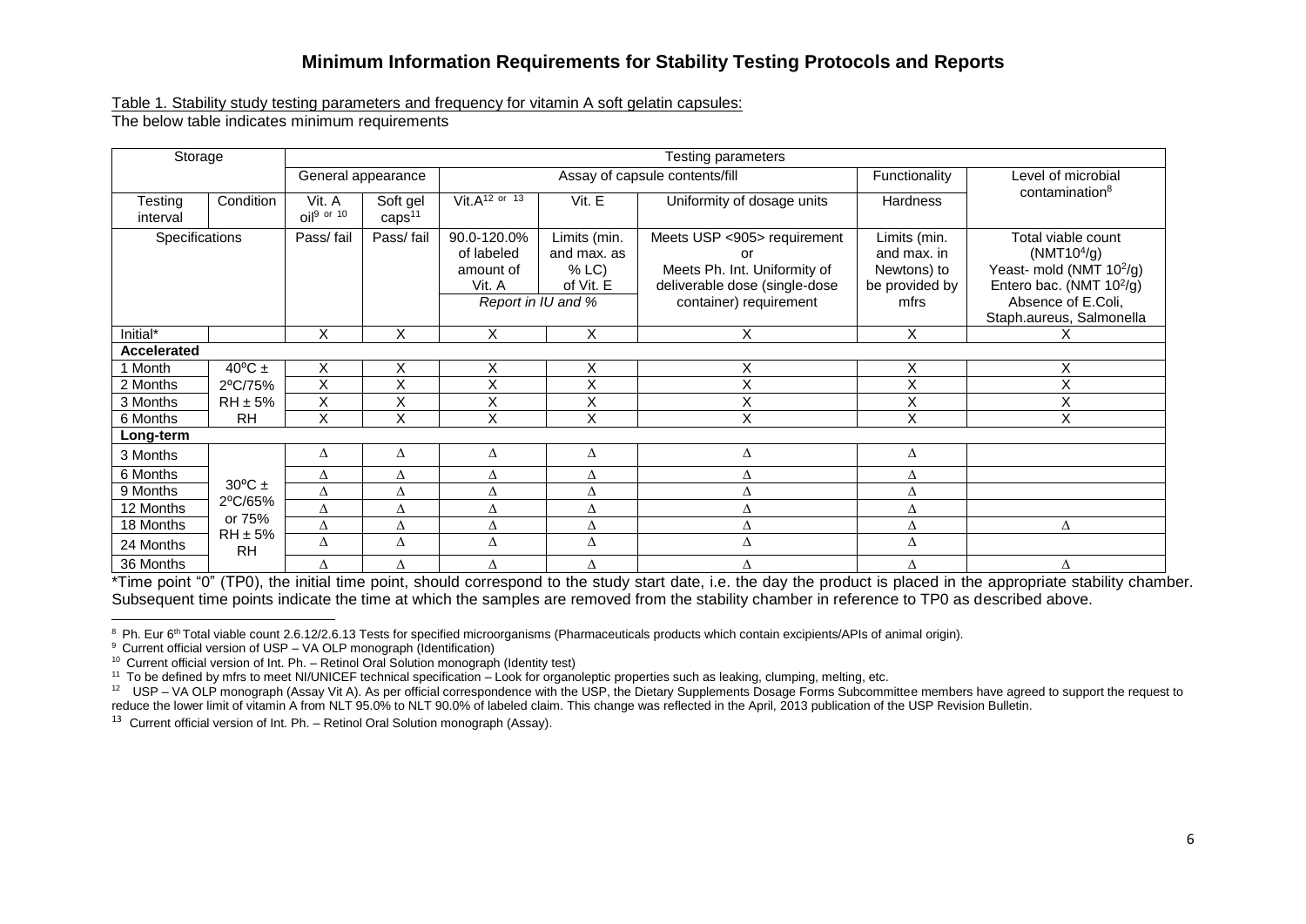## Minimum Information Requirements for Stability Testing Protocols and Reports

Table 1. Stability study testing parameters and frequency for vitamin A soft gelatin capsules:

The below table indicates minimum requirements

| Storage | | Testing parameters | | | | | | |
|---|---|---|---|---|---|---|---|---|
| | | General appearance | | Assay of capsule contents/fill | | | Functionality | Level of microbial contamination[8] |
| Testing interval | Condition | Vit. A oil[9 or 10] | Soft gel caps[11] | Vit.A[12 or 13] | Vit. E | Uniformity of dosage units | Hardness | |
| Specifications | | Pass/ fail | Pass/ fail | 90.0-120.0% of labeled amount of Vit. A *Report in IU and %* | Limits (min. and max. as % LC) of Vit. E | Meets USP <905> requirement or Meets Ph. Int. Uniformity of deliverable dose (single-dose container) requirement | Limits (min. and max. in Newtons) to be provided by mfrs | Total viable count (NMT$10^4$/g) Yeast- mold (NMT $10^2$/g) Entero bac. (NMT $10^2$/g) Absence of E.Coli, Staph.aureus, Salmonella |
| Initial* | | X | X | X | X | X | X | X |
| **Accelerated** | | | | | | | | |
| 1 Month | 40ºC ± 2ºC/75% RH ± 5% RH | X | X | X | X | X | X | X |
| 2 Months | | X | X | X | X | X | X | X |
| 3 Months | | X | X | X | X | X | X | X |
| 6 Months | | X | X | X | X | X | X | X |
| **Long-term** | | | | | | | | |
| 3 Months | 30ºC ± 2ºC/65% or 75% RH ± 5% RH | Δ | Δ | Δ | Δ | Δ | Δ | |
| 6 Months | | Δ | Δ | Δ | Δ | Δ | Δ | |
| 9 Months | | Δ | Δ | Δ | Δ | Δ | Δ | |
| 12 Months | | Δ | Δ | Δ | Δ | Δ | Δ | |
| 18 Months | | Δ | Δ | Δ | Δ | Δ | Δ | Δ |
| 24 Months | | Δ | Δ | Δ | Δ | Δ | Δ | |
| 36 Months | | Δ | Δ | Δ | Δ | Δ | Δ | Δ |

*Time point "0" (TP0), the initial time point, should correspond to the study start date, i.e. the day the product is placed in the appropriate stability chamber. Subsequent time points indicate the time at which the samples are removed from the stability chamber in reference to TP0 as described above.

---

[8] Ph. Eur 6th Total viable count 2.6.12/2.6.13 Tests for specified microorganisms (Pharmaceuticals products which contain excipients/APIs of animal origin).

[9] Current official version of USP – VA OLP monograph (Identification)

[10] Current official version of Int. Ph. – Retinol Oral Solution monograph (Identity test)

[11] To be defined by mfrs to meet NI/UNICEF technical specification – Look for organoleptic properties such as leaking, clumping, melting, etc.

[12] USP – VA OLP monograph (Assay Vit A). As per official correspondence with the USP, the Dietary Supplements Dosage Forms Subcommittee members have agreed to support the request to reduce the lower limit of vitamin A from NLT 95.0% to NLT 90.0% of labeled claim. This change was reflected in the April, 2013 publication of the USP Revision Bulletin.

[13] Current official version of Int. Ph. – Retinol Oral Solution monograph (Assay).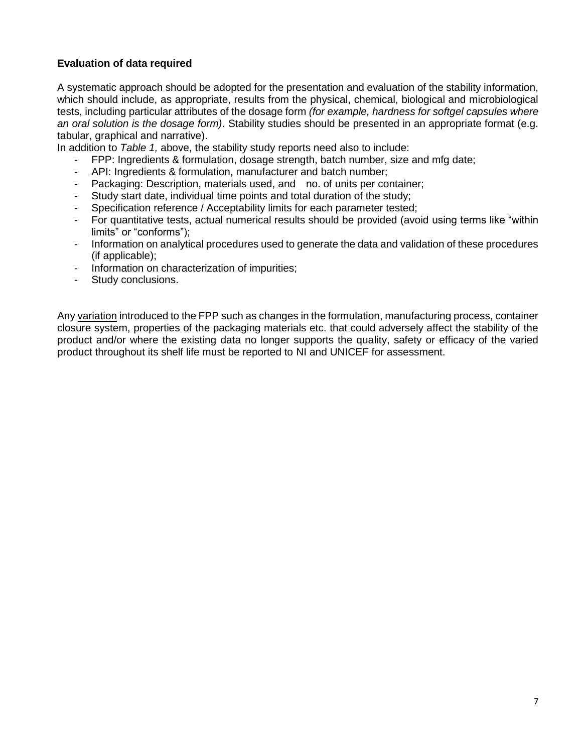**Evaluation of data required**

A systematic approach should be adopted for the presentation and evaluation of the stability information, which should include, as appropriate, results from the physical, chemical, biological and microbiological tests, including particular attributes of the dosage form *(for example, hardness for softgel capsules where an oral solution is the dosage form)*. Stability studies should be presented in an appropriate format (e.g. tabular, graphical and narrative).

In addition to *Table 1,* above, the stability study reports need also to include:

- FPP: Ingredients & formulation, dosage strength, batch number, size and mfg date;
- API: Ingredients & formulation, manufacturer and batch number;
- Packaging: Description, materials used, and no. of units per container;
- Study start date, individual time points and total duration of the study;
- Specification reference / Acceptability limits for each parameter tested;
- For quantitative tests, actual numerical results should be provided (avoid using terms like "within limits" or "conforms");
- Information on analytical procedures used to generate the data and validation of these procedures (if applicable);
- Information on characterization of impurities;
- Study conclusions.

Any <u>variation</u> introduced to the FPP such as changes in the formulation, manufacturing process, container closure system, properties of the packaging materials etc. that could adversely affect the stability of the product and/or where the existing data no longer supports the quality, safety or efficacy of the varied product throughout its shelf life must be reported to NI and UNICEF for assessment.